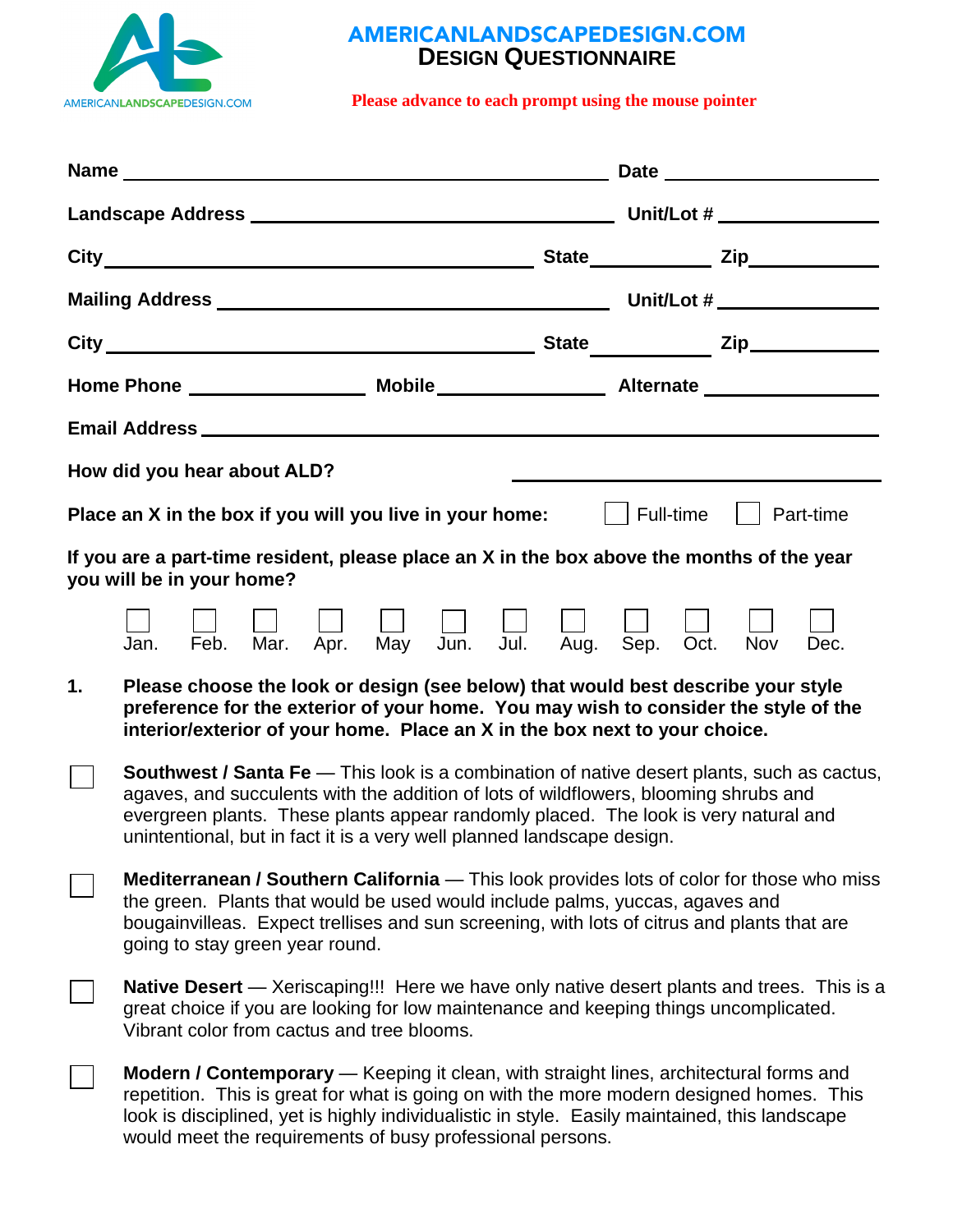# AMERICANLANDSCAPEDESIGN.COM
## DESIGN QUESTIONNAIRE

**Please advance to each prompt using the mouse pointer**

**Name** ______________________________ **Date** ______________

**Landscape Address** ______________________________ **Unit/Lot #** ______________

**City** ______________________________ **State** __________ **Zip** __________

**Mailing Address** ______________________________ **Unit/Lot #** ______________

**City** ______________________________ **State** __________ **Zip** __________

**Home Phone** ______________ **Mobile** ______________ **Alternate** ______________

**Email Address** ______________________________________________

**How did you hear about ALD?** ______________________________

**Place an X in the box if you will you live in your home:** ☐ Full-time ☐ Part-time

**If you are a part-time resident, please place an X in the box above the months of the year you will be in your home?**

| ☐ | ☐ | ☐ | ☐ | ☐ | ☐ | ☐ | ☐ | ☐ | ☐ | ☐ | ☐ |
|---|---|---|---|---|---|---|---|---|---|---|---|
| Jan. | Feb. | Mar. | Apr. | May | Jun. | Jul. | Aug. | Sep. | Oct. | Nov | Dec. |

**1. Please choose the look or design (see below) that would best describe your style preference for the exterior of your home. You may wish to consider the style of the interior/exterior of your home. Place an X in the box next to your choice.**

☐ **Southwest / Santa Fe** — This look is a combination of native desert plants, such as cactus, agaves, and succulents with the addition of lots of wildflowers, blooming shrubs and evergreen plants. These plants appear randomly placed. The look is very natural and unintentional, but in fact it is a very well planned landscape design.

☐ **Mediterranean / Southern California** — This look provides lots of color for those who miss the green. Plants that would be used would include palms, yuccas, agaves and bougainvilleas. Expect trellises and sun screening, with lots of citrus and plants that are going to stay green year round.

☐ **Native Desert** — Xeriscaping!!! Here we have only native desert plants and trees. This is a great choice if you are looking for low maintenance and keeping things uncomplicated. Vibrant color from cactus and tree blooms.

☐ **Modern / Contemporary** — Keeping it clean, with straight lines, architectural forms and repetition. This is great for what is going on with the more modern designed homes. This look is disciplined, yet is highly individualistic in style. Easily maintained, this landscape would meet the requirements of busy professional persons.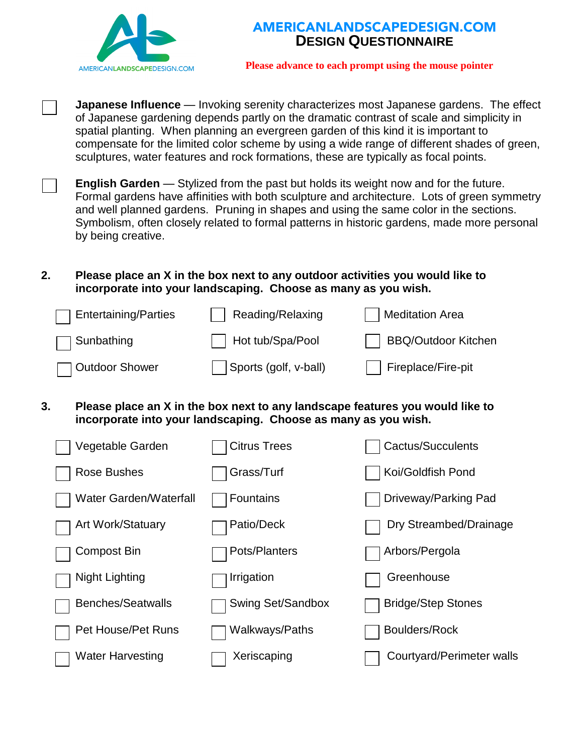# AMERICANLANDSCAPEDESIGN.COM
## DESIGN QUESTIONNAIRE

Please advance to each prompt using the mouse pointer

☐ **Japanese Influence** — Invoking serenity characterizes most Japanese gardens. The effect of Japanese gardening depends partly on the dramatic contrast of scale and simplicity in spatial planting. When planning an evergreen garden of this kind it is important to compensate for the limited color scheme by using a wide range of different shades of green, sculptures, water features and rock formations, these are typically as focal points.

☐ **English Garden** — Stylized from the past but holds its weight now and for the future. Formal gardens have affinities with both sculpture and architecture. Lots of green symmetry and well planned gardens. Pruning in shapes and using the same color in the sections. Symbolism, often closely related to formal patterns in historic gardens, made more personal by being creative.

**2. Please place an X in the box next to any outdoor activities you would like to incorporate into your landscaping. Choose as many as you wish.**

| | | |
|---|---|---|
| ☐ Entertaining/Parties | ☐ Reading/Relaxing | ☐ Meditation Area |
| ☐ Sunbathing | ☐ Hot tub/Spa/Pool | ☐ BBQ/Outdoor Kitchen |
| ☐ Outdoor Shower | ☐ Sports (golf, v-ball) | ☐ Fireplace/Fire-pit |

**3. Please place an X in the box next to any landscape features you would like to incorporate into your landscaping. Choose as many as you wish.**

| | | |
|---|---|---|
| ☐ Vegetable Garden | ☐ Citrus Trees | ☐ Cactus/Succulents |
| ☐ Rose Bushes | ☐ Grass/Turf | ☐ Koi/Goldfish Pond |
| ☐ Water Garden/Waterfall | ☐ Fountains | ☐ Driveway/Parking Pad |
| ☐ Art Work/Statuary | ☐ Patio/Deck | ☐ Dry Streambed/Drainage |
| ☐ Compost Bin | ☐ Pots/Planters | ☐ Arbors/Pergola |
| ☐ Night Lighting | ☐ Irrigation | ☐ Greenhouse |
| ☐ Benches/Seatwalls | ☐ Swing Set/Sandbox | ☐ Bridge/Step Stones |
| ☐ Pet House/Pet Runs | ☐ Walkways/Paths | ☐ Boulders/Rock |
| ☐ Water Harvesting | ☐ Xeriscaping | ☐ Courtyard/Perimeter walls |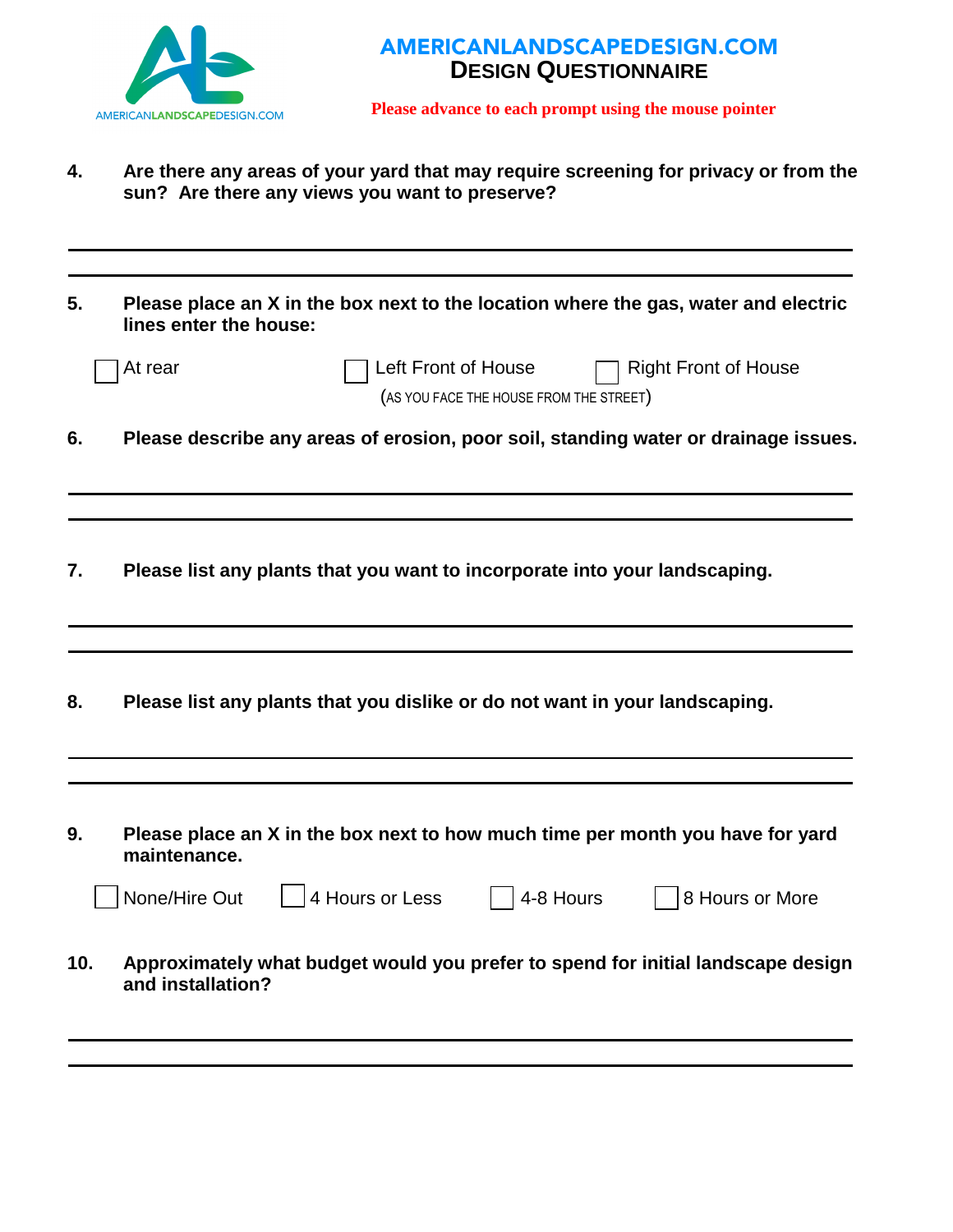# AMERICANLANDSCAPEDESIGN.COM
## DESIGN QUESTIONNAIRE

Please advance to each prompt using the mouse pointer

**4. Are there any areas of your yard that may require screening for privacy or from the sun? Are there any views you want to preserve?**

______________________________________________

______________________________________________

**5. Please place an X in the box next to the location where the gas, water and electric lines enter the house:**

☐ At rear ☐ Left Front of House ☐ Right Front of House

(AS YOU FACE THE HOUSE FROM THE STREET)

**6. Please describe any areas of erosion, poor soil, standing water or drainage issues.**

______________________________________________

______________________________________________

**7. Please list any plants that you want to incorporate into your landscaping.**

______________________________________________

______________________________________________

**8. Please list any plants that you dislike or do not want in your landscaping.**

______________________________________________

______________________________________________

**9. Please place an X in the box next to how much time per month you have for yard maintenance.**

☐ None/Hire Out ☐ 4 Hours or Less ☐ 4-8 Hours ☐ 8 Hours or More

**10. Approximately what budget would you prefer to spend for initial landscape design and installation?**

______________________________________________

______________________________________________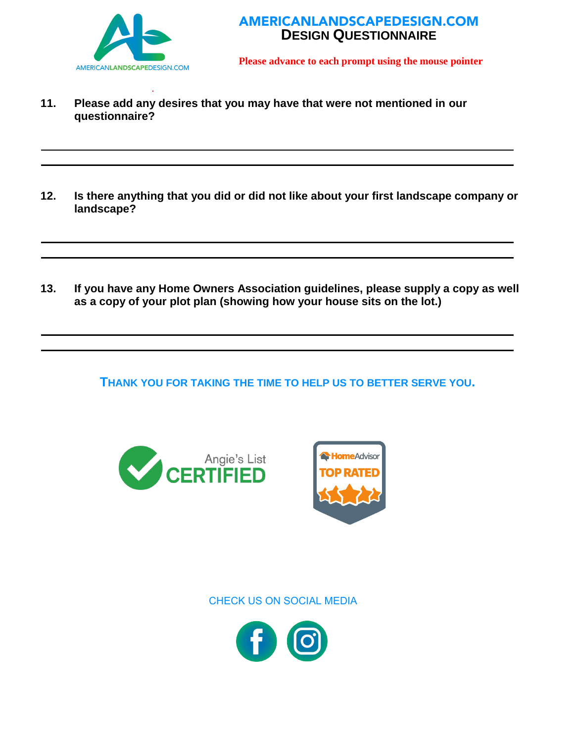**AMERICANLANDSCAPEDESIGN.COM**
**DESIGN QUESTIONNAIRE**

Please advance to each prompt using the mouse pointer

**11. Please add any desires that you may have that were not mentioned in our questionnaire?**

**12. Is there anything that you did or did not like about your first landscape company or landscape?**

**13. If you have any Home Owners Association guidelines, please supply a copy as well as a copy of your plot plan (showing how your house sits on the lot.)**

**THANK YOU FOR TAKING THE TIME TO HELP US TO BETTER SERVE YOU.**

Angie's List CERTIFIED

HomeAdvisor TOP RATED

CHECK US ON SOCIAL MEDIA